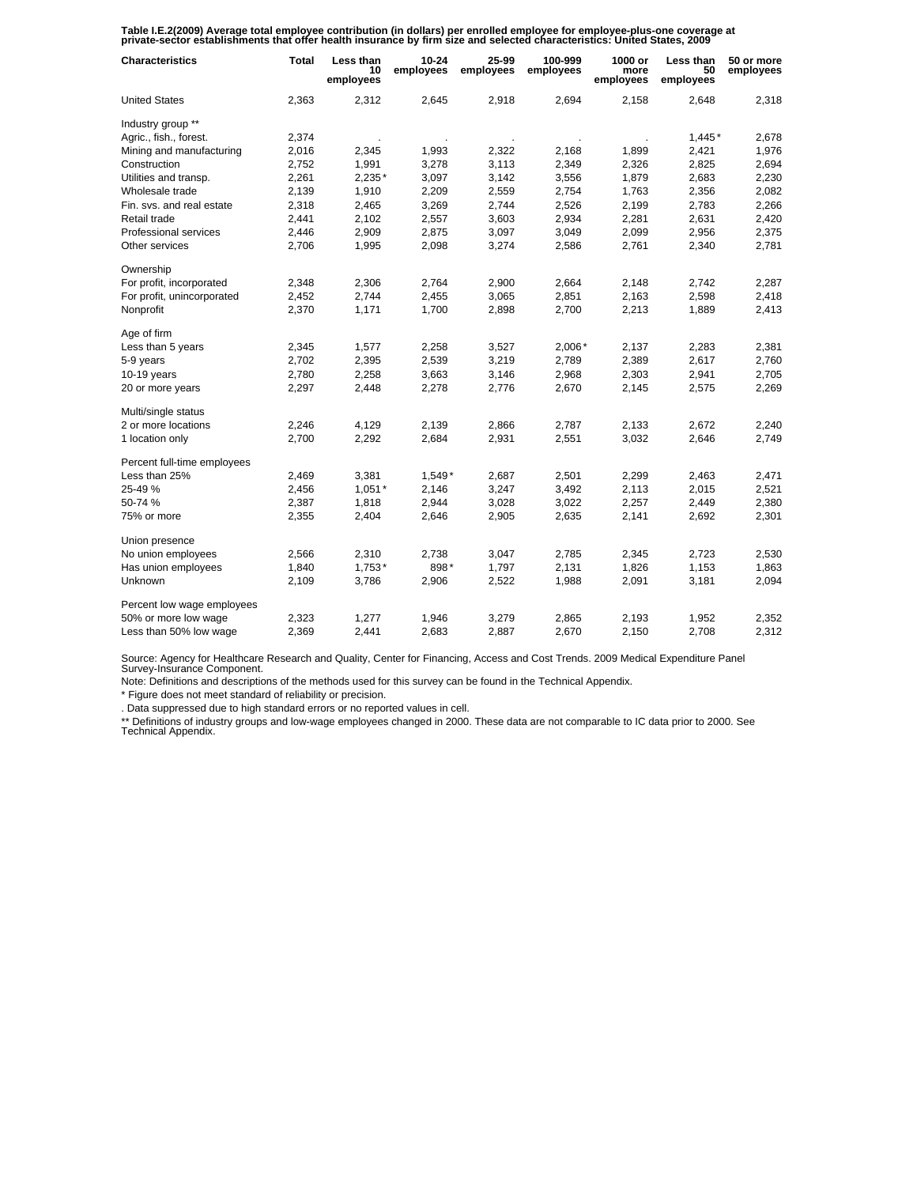**Table I.E.2(2009) Average total employee contribution (in dollars) per enrolled employee for employee-plus-one coverage at private-sector establishments that offer health insurance by firm size and selected characteristics: United States, 2009**

| Characteristics | Total | Less than 10 employees | 10-24 employees | 25-99 employees | 100-999 employees | 1000 or more employees | Less than 50 employees | 50 or more employees |
|---|---|---|---|---|---|---|---|---|
| United States | 2,363 | 2,312 | 2,645 | 2,918 | 2,694 | 2,158 | 2,648 | 2,318 |
| Industry group ** | | | | | | | | |
| Agric., fish., forest. | 2,374 | . | . | . | . | . | 1,445* | 2,678 |
| Mining and manufacturing | 2,016 | 2,345 | 1,993 | 2,322 | 2,168 | 1,899 | 2,421 | 1,976 |
| Construction | 2,752 | 1,991 | 3,278 | 3,113 | 2,349 | 2,326 | 2,825 | 2,694 |
| Utilities and transp. | 2,261 | 2,235* | 3,097 | 3,142 | 3,556 | 1,879 | 2,683 | 2,230 |
| Wholesale trade | 2,139 | 1,910 | 2,209 | 2,559 | 2,754 | 1,763 | 2,356 | 2,082 |
| Fin. svs. and real estate | 2,318 | 2,465 | 3,269 | 2,744 | 2,526 | 2,199 | 2,783 | 2,266 |
| Retail trade | 2,441 | 2,102 | 2,557 | 3,603 | 2,934 | 2,281 | 2,631 | 2,420 |
| Professional services | 2,446 | 2,909 | 2,875 | 3,097 | 3,049 | 2,099 | 2,956 | 2,375 |
| Other services | 2,706 | 1,995 | 2,098 | 3,274 | 2,586 | 2,761 | 2,340 | 2,781 |
| Ownership | | | | | | | | |
| For profit, incorporated | 2,348 | 2,306 | 2,764 | 2,900 | 2,664 | 2,148 | 2,742 | 2,287 |
| For profit, unincorporated | 2,452 | 2,744 | 2,455 | 3,065 | 2,851 | 2,163 | 2,598 | 2,418 |
| Nonprofit | 2,370 | 1,171 | 1,700 | 2,898 | 2,700 | 2,213 | 1,889 | 2,413 |
| Age of firm | | | | | | | | |
| Less than 5 years | 2,345 | 1,577 | 2,258 | 3,527 | 2,006* | 2,137 | 2,283 | 2,381 |
| 5-9 years | 2,702 | 2,395 | 2,539 | 3,219 | 2,789 | 2,389 | 2,617 | 2,760 |
| 10-19 years | 2,780 | 2,258 | 3,663 | 3,146 | 2,968 | 2,303 | 2,941 | 2,705 |
| 20 or more years | 2,297 | 2,448 | 2,278 | 2,776 | 2,670 | 2,145 | 2,575 | 2,269 |
| Multi/single status | | | | | | | | |
| 2 or more locations | 2,246 | 4,129 | 2,139 | 2,866 | 2,787 | 2,133 | 2,672 | 2,240 |
| 1 location only | 2,700 | 2,292 | 2,684 | 2,931 | 2,551 | 3,032 | 2,646 | 2,749 |
| Percent full-time employees | | | | | | | | |
| Less than 25% | 2,469 | 3,381 | 1,549* | 2,687 | 2,501 | 2,299 | 2,463 | 2,471 |
| 25-49 % | 2,456 | 1,051* | 2,146 | 3,247 | 3,492 | 2,113 | 2,015 | 2,521 |
| 50-74 % | 2,387 | 1,818 | 2,944 | 3,028 | 3,022 | 2,257 | 2,449 | 2,380 |
| 75% or more | 2,355 | 2,404 | 2,646 | 2,905 | 2,635 | 2,141 | 2,692 | 2,301 |
| Union presence | | | | | | | | |
| No union employees | 2,566 | 2,310 | 2,738 | 3,047 | 2,785 | 2,345 | 2,723 | 2,530 |
| Has union employees | 1,840 | 1,753* | 898* | 1,797 | 2,131 | 1,826 | 1,153 | 1,863 |
| Unknown | 2,109 | 3,786 | 2,906 | 2,522 | 1,988 | 2,091 | 3,181 | 2,094 |
| Percent low wage employees | | | | | | | | |
| 50% or more low wage | 2,323 | 1,277 | 1,946 | 3,279 | 2,865 | 2,193 | 1,952 | 2,352 |
| Less than 50% low wage | 2,369 | 2,441 | 2,683 | 2,887 | 2,670 | 2,150 | 2,708 | 2,312 |

Source: Agency for Healthcare Research and Quality, Center for Financing, Access and Cost Trends. 2009 Medical Expenditure Panel Survey-Insurance Component.

Note: Definitions and descriptions of the methods used for this survey can be found in the Technical Appendix.

* Figure does not meet standard of reliability or precision.

. Data suppressed due to high standard errors or no reported values in cell.

** Definitions of industry groups and low-wage employees changed in 2000. These data are not comparable to IC data prior to 2000. See Technical Appendix.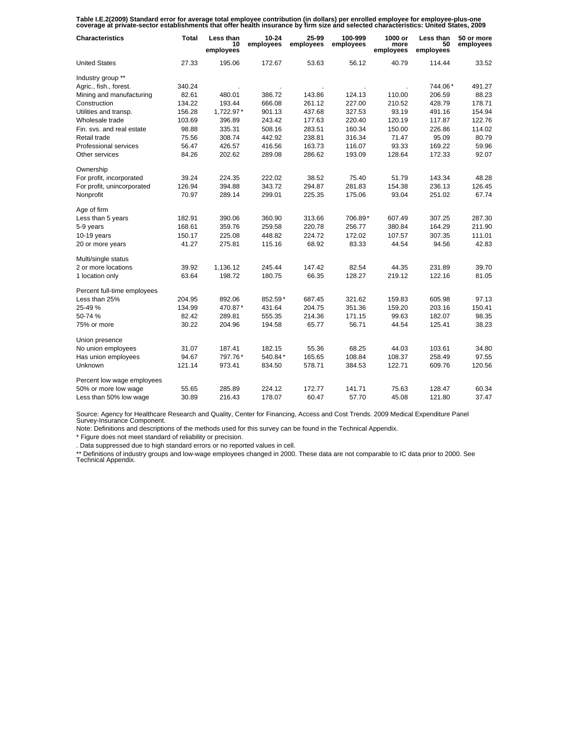**Table I.E.2(2009) Standard error for average total employee contribution (in dollars) per enrolled employee for employee-plus-one coverage at private-sector establishments that offer health insurance by firm size and selected characteristics: United States, 2009**

| Characteristics | Total | Less than 10 employees | 10-24 employees | 25-99 employees | 100-999 employees | 1000 or more employees | Less than 50 employees | 50 or more employees |
|---|---|---|---|---|---|---|---|---|
| United States | 27.33 | 195.06 | 172.67 | 53.63 | 56.12 | 40.79 | 114.44 | 33.52 |
| Industry group ** | | | | | | | | |
| Agric., fish., forest. | 340.24 | . | . | . | . | . | 744.06* | 491.27 |
| Mining and manufacturing | 82.61 | 480.01 | 386.72 | 143.86 | 124.13 | 110.00 | 206.59 | 88.23 |
| Construction | 134.22 | 193.44 | 666.08 | 261.12 | 227.00 | 210.52 | 428.79 | 178.71 |
| Utilities and transp. | 156.28 | 1,722.97* | 901.13 | 437.68 | 327.53 | 93.19 | 491.16 | 154.94 |
| Wholesale trade | 103.69 | 396.89 | 243.42 | 177.63 | 220.40 | 120.19 | 117.87 | 122.76 |
| Fin. svs. and real estate | 98.88 | 335.31 | 508.16 | 283.51 | 160.34 | 150.00 | 226.86 | 114.02 |
| Retail trade | 75.56 | 308.74 | 442.92 | 238.81 | 316.34 | 71.47 | 95.09 | 80.79 |
| Professional services | 56.47 | 426.57 | 416.56 | 163.73 | 116.07 | 93.33 | 169.22 | 59.96 |
| Other services | 84.26 | 202.62 | 289.08 | 286.62 | 193.09 | 128.64 | 172.33 | 92.07 |
| Ownership | | | | | | | | |
| For profit, incorporated | 39.24 | 224.35 | 222.02 | 38.52 | 75.40 | 51.79 | 143.34 | 48.28 |
| For profit, unincorporated | 126.94 | 394.88 | 343.72 | 294.87 | 281.83 | 154.38 | 236.13 | 126.45 |
| Nonprofit | 70.97 | 289.14 | 299.01 | 225.35 | 175.06 | 93.04 | 251.02 | 67.74 |
| Age of firm | | | | | | | | |
| Less than 5 years | 182.91 | 390.06 | 360.90 | 313.66 | 706.89* | 607.49 | 307.25 | 287.30 |
| 5-9 years | 168.61 | 359.76 | 259.58 | 220.78 | 256.77 | 380.84 | 164.29 | 211.90 |
| 10-19 years | 150.17 | 225.08 | 448.82 | 224.72 | 172.02 | 107.57 | 307.35 | 111.01 |
| 20 or more years | 41.27 | 275.81 | 115.16 | 68.92 | 83.33 | 44.54 | 94.56 | 42.83 |
| Multi/single status | | | | | | | | |
| 2 or more locations | 39.92 | 1,136.12 | 245.44 | 147.42 | 82.54 | 44.35 | 231.89 | 39.70 |
| 1 location only | 63.64 | 198.72 | 180.75 | 66.35 | 128.27 | 219.12 | 122.16 | 81.05 |
| Percent full-time employees | | | | | | | | |
| Less than 25% | 204.95 | 892.06 | 852.59* | 687.45 | 321.62 | 159.83 | 605.98 | 97.13 |
| 25-49 % | 134.99 | 470.87* | 431.64 | 204.75 | 351.36 | 159.20 | 203.16 | 150.41 |
| 50-74 % | 82.42 | 289.81 | 555.35 | 214.36 | 171.15 | 99.63 | 182.07 | 98.35 |
| 75% or more | 30.22 | 204.96 | 194.58 | 65.77 | 56.71 | 44.54 | 125.41 | 38.23 |
| Union presence | | | | | | | | |
| No union employees | 31.07 | 187.41 | 182.15 | 55.36 | 68.25 | 44.03 | 103.61 | 34.80 |
| Has union employees | 94.67 | 797.76* | 540.84* | 165.65 | 108.84 | 108.37 | 258.49 | 97.55 |
| Unknown | 121.14 | 973.41 | 834.50 | 578.71 | 384.53 | 122.71 | 609.76 | 120.56 |
| Percent low wage employees | | | | | | | | |
| 50% or more low wage | 55.65 | 285.89 | 224.12 | 172.77 | 141.71 | 75.63 | 128.47 | 60.34 |
| Less than 50% low wage | 30.89 | 216.43 | 178.07 | 60.47 | 57.70 | 45.08 | 121.80 | 37.47 |

Source: Agency for Healthcare Research and Quality, Center for Financing, Access and Cost Trends. 2009 Medical Expenditure Panel Survey-Insurance Component.

Note: Definitions and descriptions of the methods used for this survey can be found in the Technical Appendix.

* Figure does not meet standard of reliability or precision.

. Data suppressed due to high standard errors or no reported values in cell.

** Definitions of industry groups and low-wage employees changed in 2000. These data are not comparable to IC data prior to 2000. See Technical Appendix.